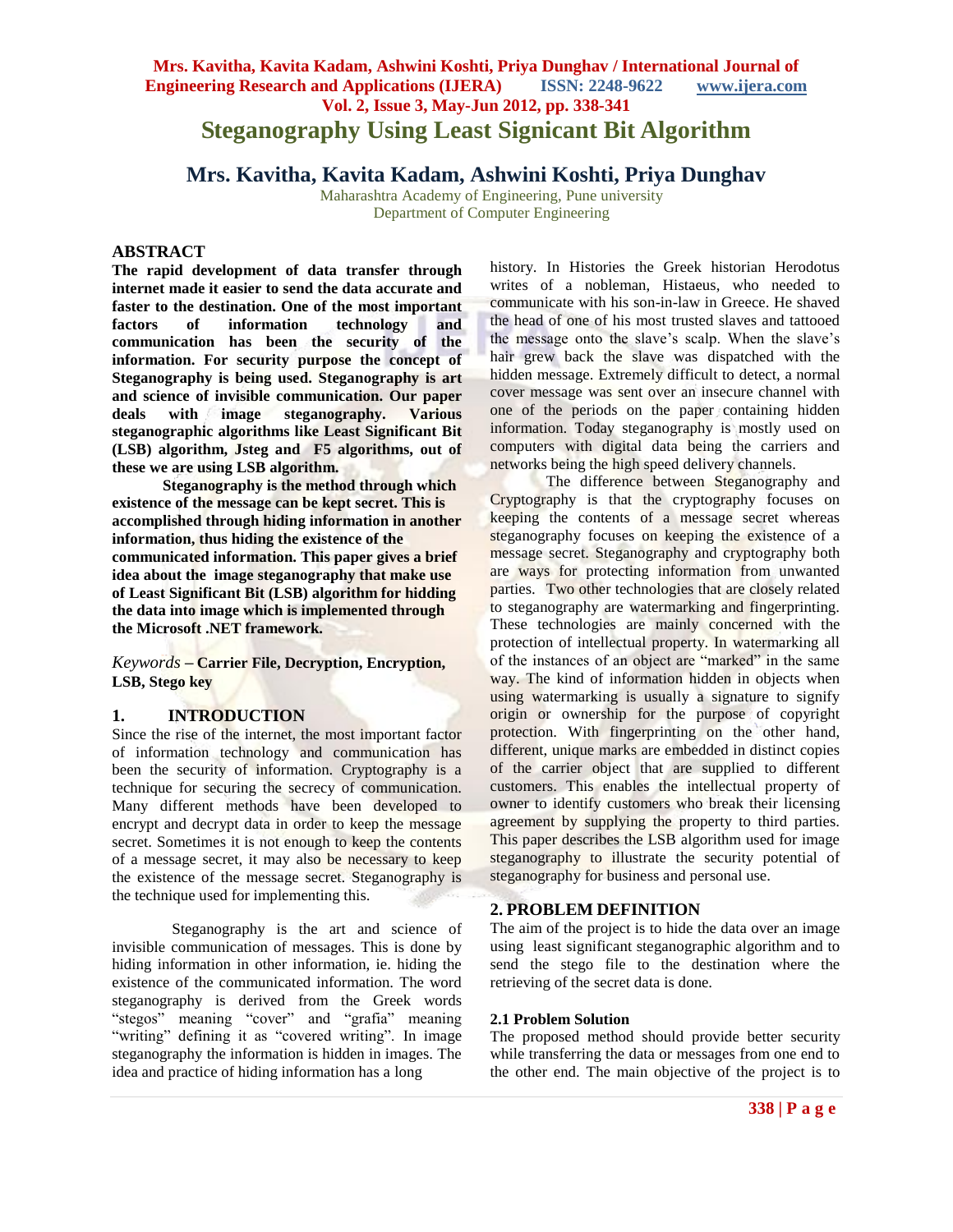# Steganography Using Least Signicant Bit Algorithm

## Mrs. Kavitha, Kavita Kadam, Ashwini Koshti, Priya Dunghav

Maharashtra Academy of Engineering, Pune university
Department of Computer Engineering

## ABSTRACT

**The rapid development of data transfer through internet made it easier to send the data accurate and faster to the destination. One of the most important factors of information technology and communication has been the security of the information. For security purpose the concept of Steganography is being used. Steganography is art and science of invisible communication. Our paper deals with image steganography. Various steganographic algorithms like Least Significant Bit (LSB) algorithm, Jsteg and F5 algorithms, out of these we are using LSB algorithm.**

**Steganography is the method through which existence of the message can be kept secret. This is accomplished through hiding information in another information, thus hiding the existence of the communicated information. This paper gives a brief idea about the image steganography that make use of Least Significant Bit (LSB) algorithm for hidding the data into image which is implemented through the Microsoft .NET framework.**

*Keywords* – **Carrier File, Decryption, Encryption, LSB, Stego key**

## 1. INTRODUCTION

Since the rise of the internet, the most important factor of information technology and communication has been the security of information. Cryptography is a technique for securing the secrecy of communication. Many different methods have been developed to encrypt and decrypt data in order to keep the message secret. Sometimes it is not enough to keep the contents of a message secret, it may also be necessary to keep the existence of the message secret. Steganography is the technique used for implementing this.

Steganography is the art and science of invisible communication of messages. This is done by hiding information in other information, ie. hiding the existence of the communicated information. The word steganography is derived from the Greek words "stegos" meaning "cover" and "grafia" meaning "writing" defining it as "covered writing". In image steganography the information is hidden in images. The idea and practice of hiding information has a long history. In Histories the Greek historian Herodotus writes of a nobleman, Histaeus, who needed to communicate with his son-in-law in Greece. He shaved the head of one of his most trusted slaves and tattooed the message onto the slave's scalp. When the slave's hair grew back the slave was dispatched with the hidden message. Extremely difficult to detect, a normal cover message was sent over an insecure channel with one of the periods on the paper containing hidden information. Today steganography is mostly used on computers with digital data being the carriers and networks being the high speed delivery channels.

The difference between Steganography and Cryptography is that the cryptography focuses on keeping the contents of a message secret whereas steganography focuses on keeping the existence of a message secret. Steganography and cryptography both are ways for protecting information from unwanted parties. Two other technologies that are closely related to steganography are watermarking and fingerprinting. These technologies are mainly concerned with the protection of intellectual property. In watermarking all of the instances of an object are "marked" in the same way. The kind of information hidden in objects when using watermarking is usually a signature to signify origin or ownership for the purpose of copyright protection. With fingerprinting on the other hand, different, unique marks are embedded in distinct copies of the carrier object that are supplied to different customers. This enables the intellectual property of owner to identify customers who break their licensing agreement by supplying the property to third parties. This paper describes the LSB algorithm used for image steganography to illustrate the security potential of steganography for business and personal use.

## 2. PROBLEM DEFINITION

The aim of the project is to hide the data over an image using least significant steganographic algorithm and to send the stego file to the destination where the retrieving of the secret data is done.

### 2.1 Problem Solution

The proposed method should provide better security while transferring the data or messages from one end to the other end. The main objective of the project is to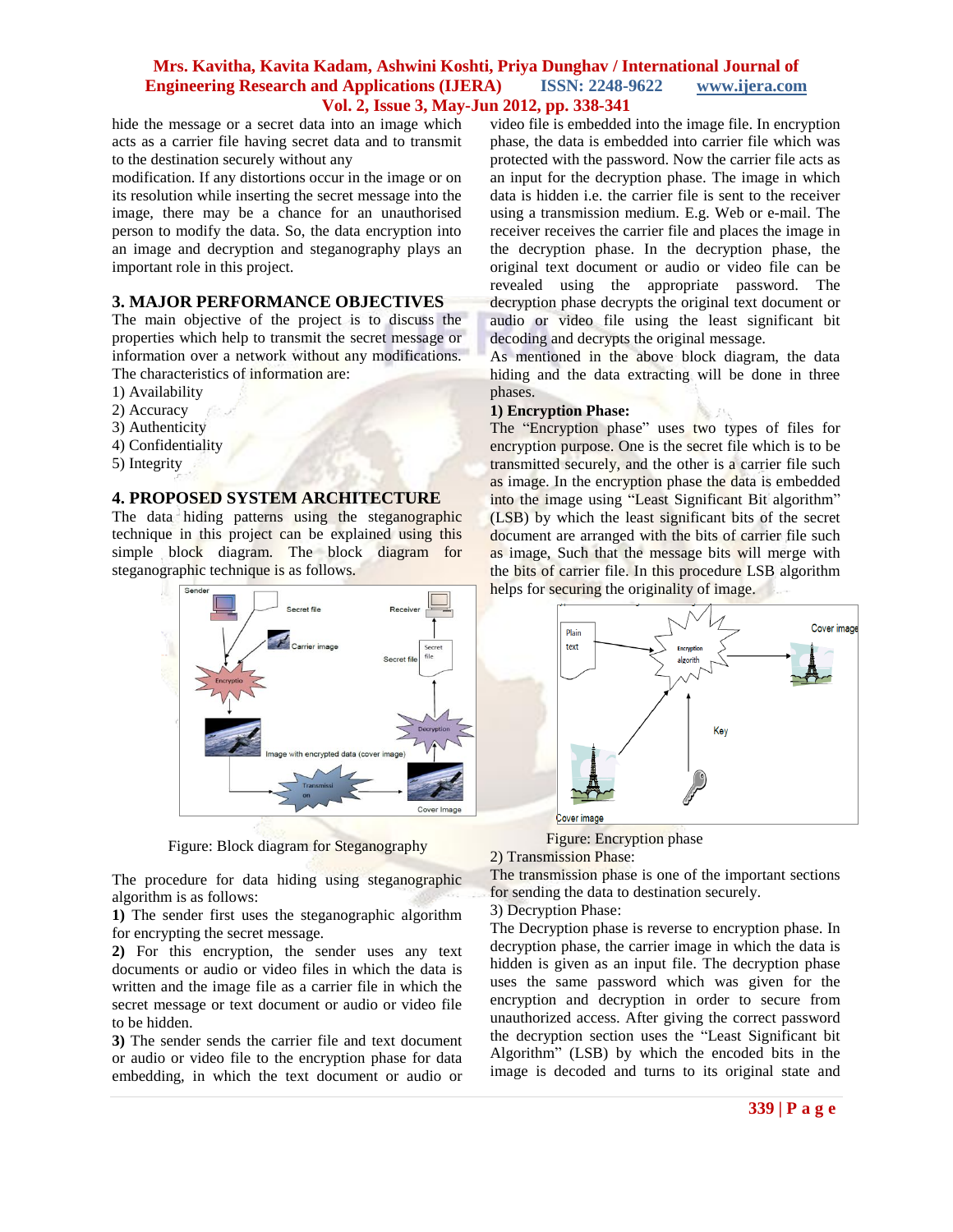hide the message or a secret data into an image which acts as a carrier file having secret data and to transmit to the destination securely without any modification. If any distortions occur in the image or on its resolution while inserting the secret message into the image, there may be a chance for an unauthorised person to modify the data. So, the data encryption into an image and decryption and steganography plays an important role in this project.

## 3. MAJOR PERFORMANCE OBJECTIVES

The main objective of the project is to discuss the properties which help to transmit the secret message or information over a network without any modifications. The characteristics of information are:

1) Availability
2) Accuracy
3) Authenticity
4) Confidentiality
5) Integrity

## 4. PROPOSED SYSTEM ARCHITECTURE

The data hiding patterns using the steganographic technique in this project can be explained using this simple block diagram. The block diagram for steganographic technique is as follows.

Figure: Block diagram for Steganography

The procedure for data hiding using steganographic algorithm is as follows:

**1)** The sender first uses the steganographic algorithm for encrypting the secret message.

**2)** For this encryption, the sender uses any text documents or audio or video files in which the data is written and the image file as a carrier file in which the secret message or text document or audio or video file to be hidden.

**3)** The sender sends the carrier file and text document or audio or video file to the encryption phase for data embedding, in which the text document or audio or video file is embedded into the image file. In encryption phase, the data is embedded into carrier file which was protected with the password. Now the carrier file acts as an input for the decryption phase. The image in which data is hidden i.e. the carrier file is sent to the receiver using a transmission medium. E.g. Web or e-mail. The receiver receives the carrier file and places the image in the decryption phase. In the decryption phase, the original text document or audio or video file can be revealed using the appropriate password. The decryption phase decrypts the original text document or audio or video file using the least significant bit decoding and decrypts the original message.

As mentioned in the above block diagram, the data hiding and the data extracting will be done in three phases.

**1) Encryption Phase:**

The "Encryption phase" uses two types of files for encryption purpose. One is the secret file which is to be transmitted securely, and the other is a carrier file such as image. In the encryption phase the data is embedded into the image using "Least Significant Bit algorithm" (LSB) by which the least significant bits of the secret document are arranged with the bits of carrier file such as image, Such that the message bits will merge with the bits of carrier file. In this procedure LSB algorithm helps for securing the originality of image.

Figure: Encryption phase

2) Transmission Phase:

The transmission phase is one of the important sections for sending the data to destination securely.

3) Decryption Phase:

The Decryption phase is reverse to encryption phase. In decryption phase, the carrier image in which the data is hidden is given as an input file. The decryption phase uses the same password which was given for the encryption and decryption in order to secure from unauthorized access. After giving the correct password the decryption section uses the "Least Significant bit Algorithm" (LSB) by which the encoded bits in the image is decoded and turns to its original state and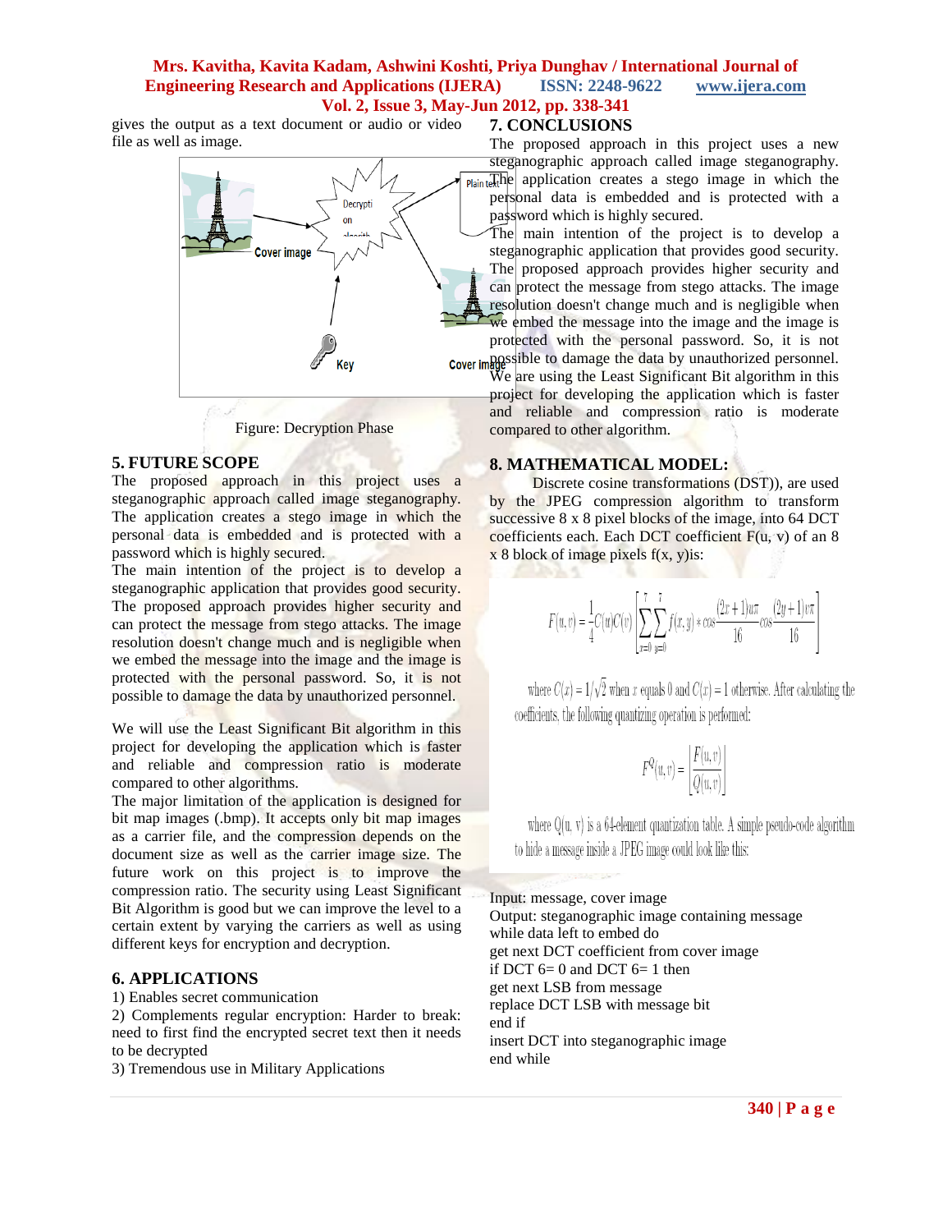gives the output as a text document or audio or video file as well as image.

Figure: Decryption Phase

## 5. FUTURE SCOPE

The proposed approach in this project uses a steganographic approach called image steganography. The application creates a stego image in which the personal data is embedded and is protected with a password which is highly secured.

The main intention of the project is to develop a steganographic application that provides good security. The proposed approach provides higher security and can protect the message from stego attacks. The image resolution doesn't change much and is negligible when we embed the message into the image and the image is protected with the personal password. So, it is not possible to damage the data by unauthorized personnel.

We will use the Least Significant Bit algorithm in this project for developing the application which is faster and reliable and compression ratio is moderate compared to other algorithms.

The major limitation of the application is designed for bit map images (.bmp). It accepts only bit map images as a carrier file, and the compression depends on the document size as well as the carrier image size. The future work on this project is to improve the compression ratio. The security using Least Significant Bit Algorithm is good but we can improve the level to a certain extent by varying the carriers as well as using different keys for encryption and decryption.

## 6. APPLICATIONS

1) Enables secret communication

2) Complements regular encryption: Harder to break: need to first find the encrypted secret text then it needs to be decrypted

3) Tremendous use in Military Applications

## 7. CONCLUSIONS

The proposed approach in this project uses a new steganographic approach called image steganography. The application creates a stego image in which the personal data is embedded and is protected with a password which is highly secured.

The main intention of the project is to develop a steganographic application that provides good security. The proposed approach provides higher security and can protect the message from stego attacks. The image resolution doesn't change much and is negligible when we embed the message into the image and the image is protected with the personal password. So, it is not possible to damage the data by unauthorized personnel. We are using the Least Significant Bit algorithm in this project for developing the application which is faster and reliable and compression ratio is moderate compared to other algorithm.

## 8. MATHEMATICAL MODEL:

Discrete cosine transformations (DST)), are used by the JPEG compression algorithm to transform successive 8 x 8 pixel blocks of the image, into 64 DCT coefficients each. Each DCT coefficient F(u, v) of an 8 x 8 block of image pixels f(x, y)is:

$$F(u,v) = \frac{1}{4}C(u)C(v)\left[\sum_{x=0}^{7}\sum_{y=0}^{7} f(x,y) * \cos\frac{(2x+1)u\pi}{16}\cos\frac{(2y+1)v\pi}{16}\right]$$

where $C(x) = 1/\sqrt{2}$ when $x$ equals 0 and $C(x) = 1$ otherwise. After calculating the coefficients, the following quantizing operation is performed:

$$F^{Q}(u,v) = \left\lfloor \frac{F(u,v)}{Q(u,v)} \right\rfloor$$

where Q(u, v) is a 64-element quantization table. A simple pseudo-code algorithm to hide a message inside a JPEG image could look like this:

Input: message, cover image
Output: steganographic image containing message
while data left to embed do
get next DCT coefficient from cover image
if DCT 6= 0 and DCT 6= 1 then
get next LSB from message
replace DCT LSB with message bit
end if
insert DCT into steganographic image
end while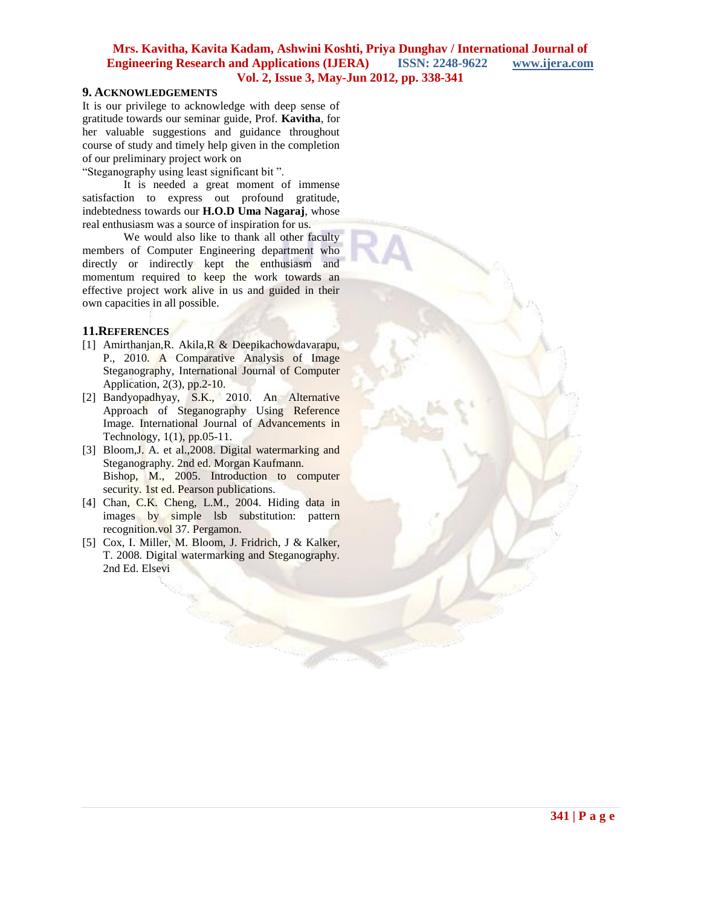## 9. Acknowledgements

It is our privilege to acknowledge with deep sense of gratitude towards our seminar guide, Prof. **Kavitha**, for her valuable suggestions and guidance throughout course of study and timely help given in the completion of our preliminary project work on "Steganography using least significant bit ".

It is needed a great moment of immense satisfaction to express out profound gratitude, indebtedness towards our **H.O.D Uma Nagaraj**, whose real enthusiasm was a source of inspiration for us.

We would also like to thank all other faculty members of Computer Engineering department who directly or indirectly kept the enthusiasm and momentum required to keep the work towards an effective project work alive in us and guided in their own capacities in all possible.

## 11.References

[1] Amirthanjan,R. Akila,R & Deepikachowdavarapu, P., 2010. A Comparative Analysis of Image Steganography, International Journal of Computer Application, 2(3), pp.2-10.

[2] Bandyopadhyay, S.K., 2010. An Alternative Approach of Steganography Using Reference Image. International Journal of Advancements in Technology, 1(1), pp.05-11.

[3] Bloom,J. A. et al.,2008. Digital watermarking and Steganography. 2nd ed. Morgan Kaufmann. Bishop, M., 2005. Introduction to computer security. 1st ed. Pearson publications.

[4] Chan, C.K. Cheng, L.M., 2004. Hiding data in images by simple lsb substitution: pattern recognition.vol 37. Pergamon.

[5] Cox, I. Miller, M. Bloom, J. Fridrich, J & Kalker, T. 2008. Digital watermarking and Steganography. 2nd Ed. Elsevi